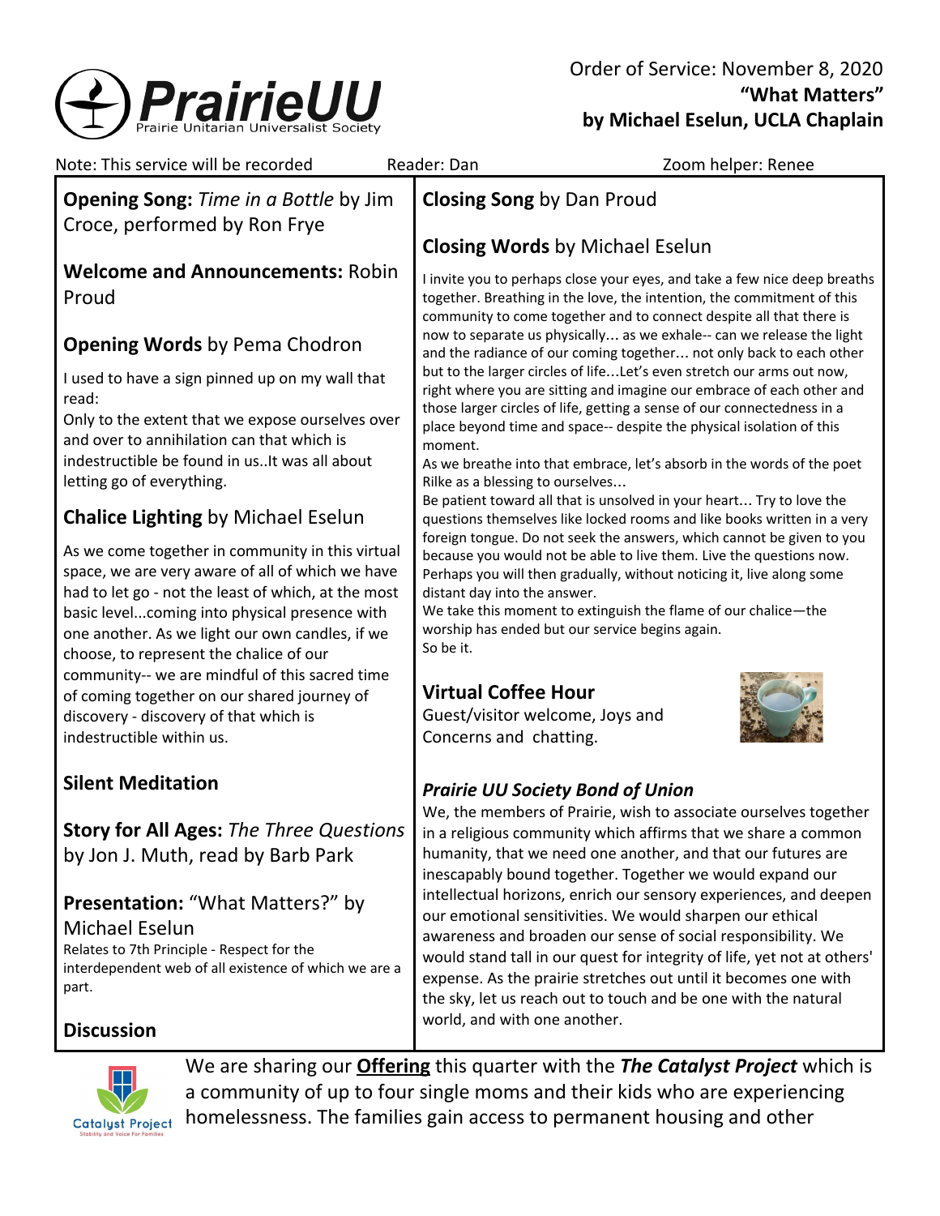PrairieUU
Prairie Unitarian Universalist Society

Order of Service: November 8, 2020
**"What Matters"**
**by Michael Eselun, UCLA Chaplain**

Note: This service will be recorded  Reader: Dan  Zoom helper: Renee

**Opening Song:** *Time in a Bottle* by Jim Croce, performed by Ron Frye

**Welcome and Announcements:** Robin Proud

**Opening Words** by Pema Chodron

I used to have a sign pinned up on my wall that read:
Only to the extent that we expose ourselves over and over to annihilation can that which is indestructible be found in us..It was all about letting go of everything.

**Chalice Lighting** by Michael Eselun

As we come together in community in this virtual space, we are very aware of all of which we have had to let go - not the least of which, at the most basic level...coming into physical presence with one another. As we light our own candles, if we choose, to represent the chalice of our community-- we are mindful of this sacred time of coming together on our shared journey of discovery - discovery of that which is indestructible within us.

**Silent Meditation**

**Story for All Ages:** *The Three Questions* by Jon J. Muth, read by Barb Park

**Presentation:** "What Matters?" by Michael Eselun
Relates to 7th Principle - Respect for the interdependent web of all existence of which we are a part.

**Discussion**

**Closing Song** by Dan Proud

**Closing Words** by Michael Eselun

I invite you to perhaps close your eyes, and take a few nice deep breaths together. Breathing in the love, the intention, the commitment of this community to come together and to connect despite all that there is now to separate us physically... as we exhale-- can we release the light and the radiance of our coming together... not only back to each other but to the larger circles of life...Let's even stretch our arms out now, right where you are sitting and imagine our embrace of each other and those larger circles of life, getting a sense of our connectedness in a place beyond time and space-- despite the physical isolation of this moment.
As we breathe into that embrace, let's absorb in the words of the poet Rilke as a blessing to ourselves...
Be patient toward all that is unsolved in your heart... Try to love the questions themselves like locked rooms and like books written in a very foreign tongue. Do not seek the answers, which cannot be given to you because you would not be able to live them. Live the questions now. Perhaps you will then gradually, without noticing it, live along some distant day into the answer.
We take this moment to extinguish the flame of our chalice—the worship has ended but our service begins again.
So be it.

**Virtual Coffee Hour**
Guest/visitor welcome, Joys and Concerns and chatting.

***Prairie UU Society Bond of Union***
We, the members of Prairie, wish to associate ourselves together in a religious community which affirms that we share a common humanity, that we need one another, and that our futures are inescapably bound together. Together we would expand our intellectual horizons, enrich our sensory experiences, and deepen our emotional sensitivities. We would sharpen our ethical awareness and broaden our sense of social responsibility. We would stand tall in our quest for integrity of life, yet not at others' expense. As the prairie stretches out until it becomes one with the sky, let us reach out to touch and be one with the natural world, and with one another.

Catalyst Project
Stability and Voice For Families

We are sharing our **Offering** this quarter with the ***The Catalyst Project*** which is a community of up to four single moms and their kids who are experiencing homelessness. The families gain access to permanent housing and other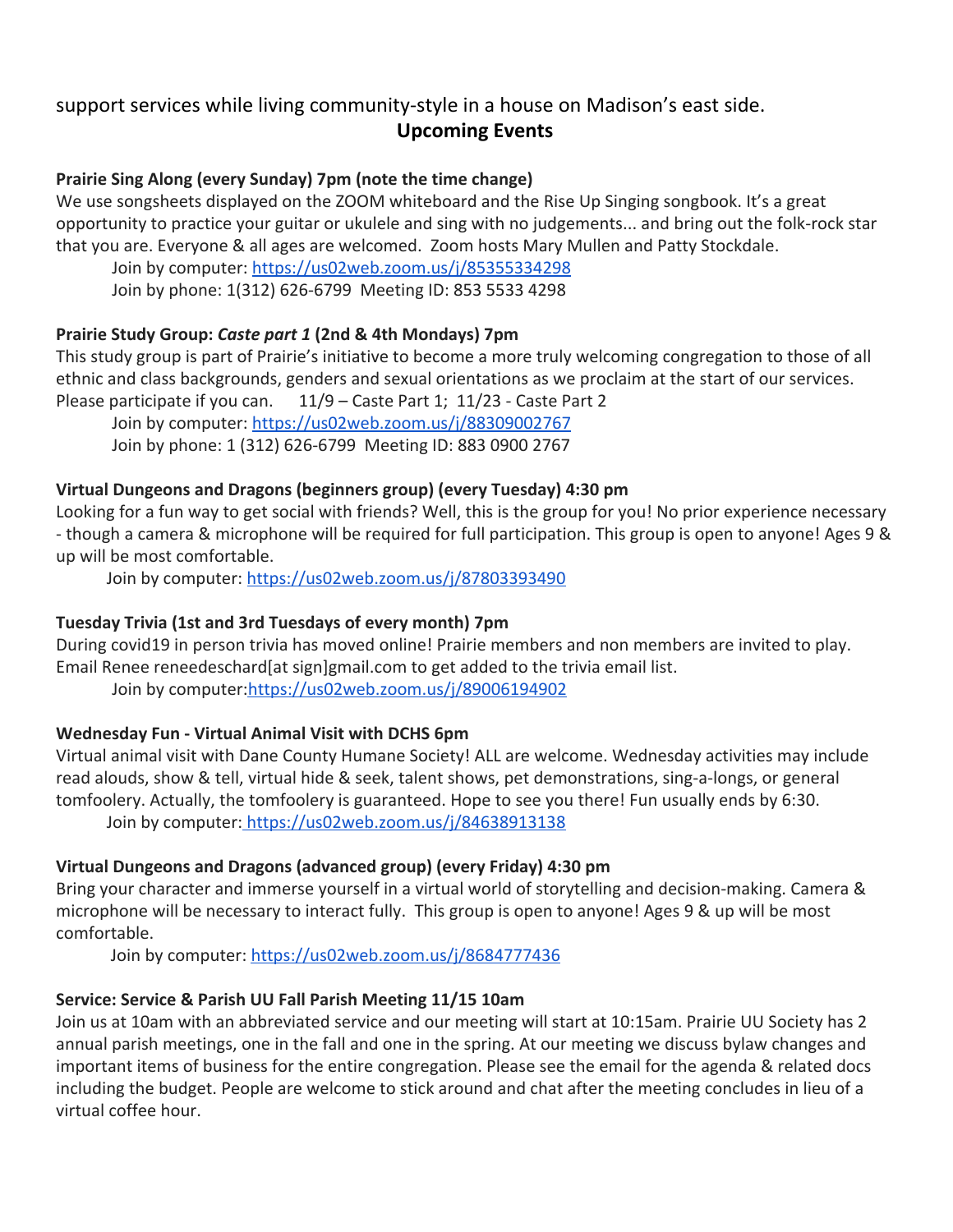support services while living community-style in a house on Madison's east side.

## Upcoming Events

**Prairie Sing Along (every Sunday) 7pm (note the time change)**

We use songsheets displayed on the ZOOM whiteboard and the Rise Up Singing songbook. It's a great opportunity to practice your guitar or ukulele and sing with no judgements... and bring out the folk-rock star that you are. Everyone & all ages are welcomed. Zoom hosts Mary Mullen and Patty Stockdale.

Join by computer: https://us02web.zoom.us/j/85355334298
Join by phone: 1(312) 626-6799 Meeting ID: 853 5533 4298

**Prairie Study Group: *Caste part 1* (2nd & 4th Mondays) 7pm**

This study group is part of Prairie's initiative to become a more truly welcoming congregation to those of all ethnic and class backgrounds, genders and sexual orientations as we proclaim at the start of our services. Please participate if you can. 11/9 – Caste Part 1; 11/23 - Caste Part 2

Join by computer: https://us02web.zoom.us/j/88309002767
Join by phone: 1 (312) 626-6799 Meeting ID: 883 0900 2767

**Virtual Dungeons and Dragons (beginners group) (every Tuesday) 4:30 pm**

Looking for a fun way to get social with friends? Well, this is the group for you! No prior experience necessary - though a camera & microphone will be required for full participation. This group is open to anyone! Ages 9 & up will be most comfortable.

Join by computer: https://us02web.zoom.us/j/87803393490

**Tuesday Trivia (1st and 3rd Tuesdays of every month) 7pm**

During covid19 in person trivia has moved online! Prairie members and non members are invited to play. Email Renee reneedeschard[at sign]gmail.com to get added to the trivia email list.

Join by computer: https://us02web.zoom.us/j/89006194902

**Wednesday Fun - Virtual Animal Visit with DCHS 6pm**

Virtual animal visit with Dane County Humane Society! ALL are welcome. Wednesday activities may include read alouds, show & tell, virtual hide & seek, talent shows, pet demonstrations, sing-a-longs, or general tomfoolery. Actually, the tomfoolery is guaranteed. Hope to see you there! Fun usually ends by 6:30.

Join by computer: https://us02web.zoom.us/j/84638913138

**Virtual Dungeons and Dragons (advanced group) (every Friday) 4:30 pm**

Bring your character and immerse yourself in a virtual world of storytelling and decision-making. Camera & microphone will be necessary to interact fully. This group is open to anyone! Ages 9 & up will be most comfortable.

Join by computer: https://us02web.zoom.us/j/8684777436

**Service: Service & Parish UU Fall Parish Meeting 11/15 10am**

Join us at 10am with an abbreviated service and our meeting will start at 10:15am. Prairie UU Society has 2 annual parish meetings, one in the fall and one in the spring. At our meeting we discuss bylaw changes and important items of business for the entire congregation. Please see the email for the agenda & related docs including the budget. People are welcome to stick around and chat after the meeting concludes in lieu of a virtual coffee hour.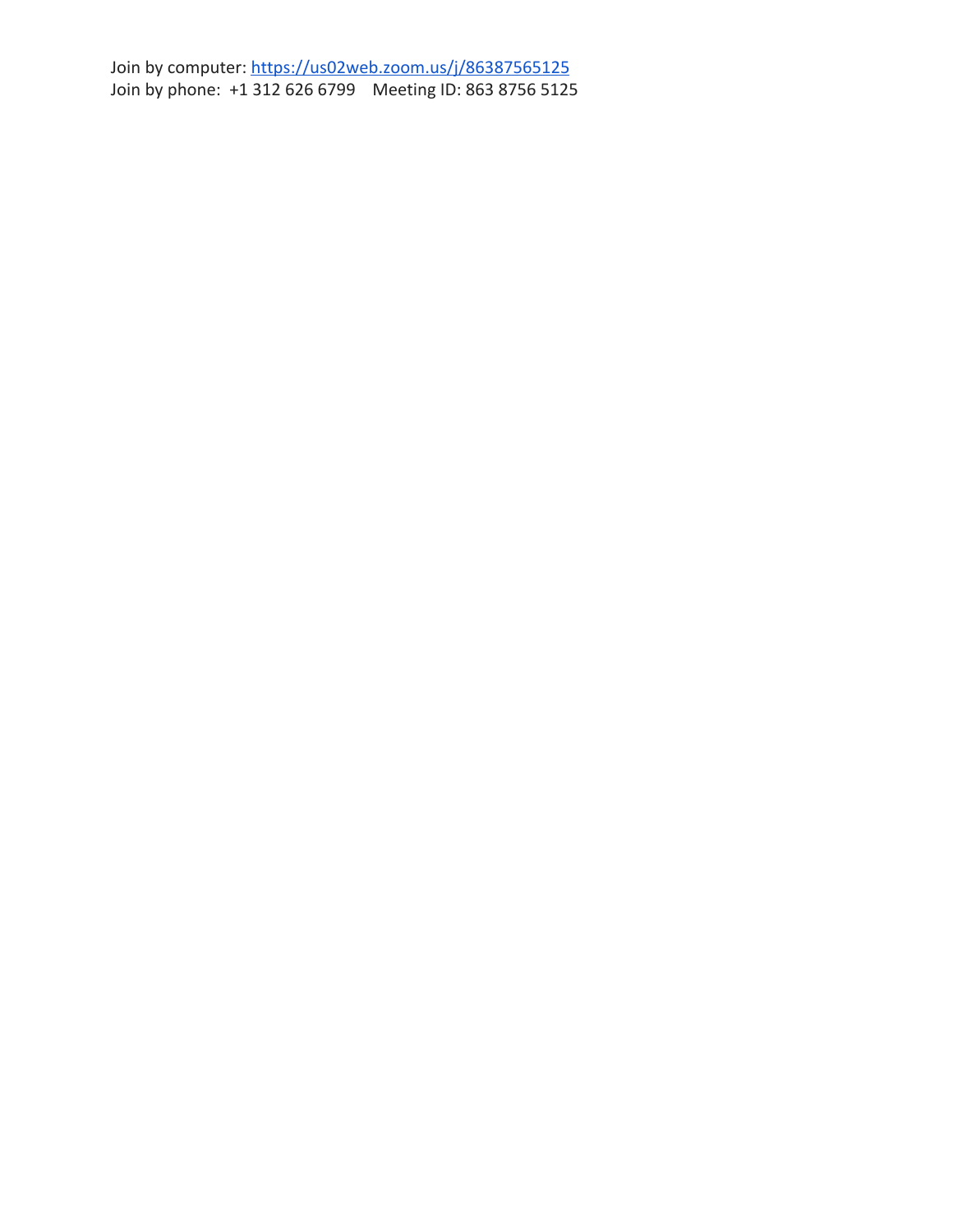Join by computer: https://us02web.zoom.us/j/86387565125
Join by phone: +1 312 626 6799    Meeting ID: 863 8756 5125